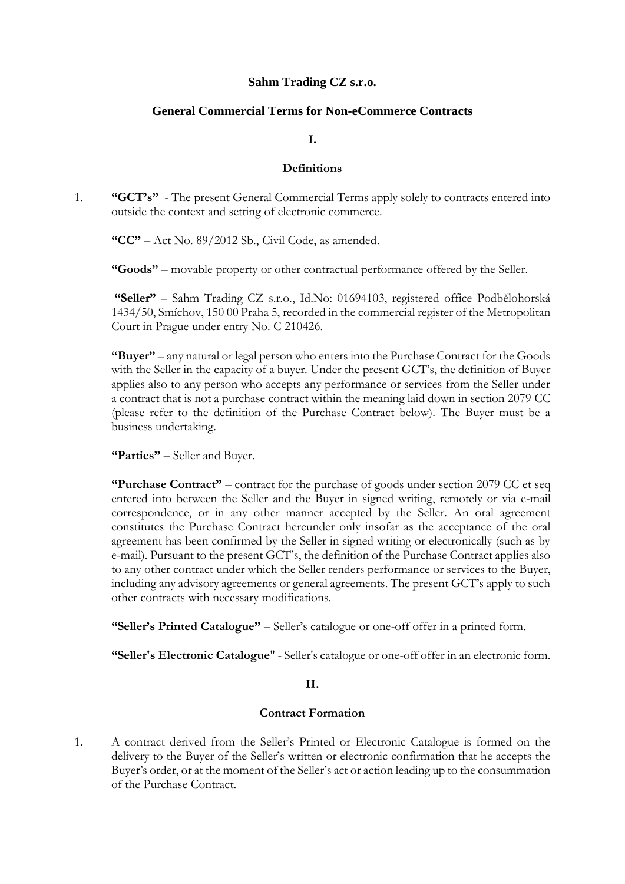# Sahm Trading CZ s.r.o.

## General Commercial Terms for Non-eCommerce Contracts

### I.

### Definitions

1. **"GCT's"** - The present General Commercial Terms apply solely to contracts entered into outside the context and setting of electronic commerce.

   **"CC"** – Act No. 89/2012 Sb., Civil Code, as amended.

   **"Goods"** – movable property or other contractual performance offered by the Seller.

   **"Seller"** – Sahm Trading CZ s.r.o., Id.No: 01694103, registered office Podbělohorská 1434/50, Smíchov, 150 00 Praha 5, recorded in the commercial register of the Metropolitan Court in Prague under entry No. C 210426.

   **"Buyer"** – any natural or legal person who enters into the Purchase Contract for the Goods with the Seller in the capacity of a buyer. Under the present GCT's, the definition of Buyer applies also to any person who accepts any performance or services from the Seller under a contract that is not a purchase contract within the meaning laid down in section 2079 CC (please refer to the definition of the Purchase Contract below). The Buyer must be a business undertaking.

   **"Parties"** – Seller and Buyer.

   **"Purchase Contract"** – contract for the purchase of goods under section 2079 CC et seq entered into between the Seller and the Buyer in signed writing, remotely or via e-mail correspondence, or in any other manner accepted by the Seller. An oral agreement constitutes the Purchase Contract hereunder only insofar as the acceptance of the oral agreement has been confirmed by the Seller in signed writing or electronically (such as by e-mail). Pursuant to the present GCT's, the definition of the Purchase Contract applies also to any other contract under which the Seller renders performance or services to the Buyer, including any advisory agreements or general agreements. The present GCT's apply to such other contracts with necessary modifications.

   **"Seller's Printed Catalogue"** – Seller's catalogue or one-off offer in a printed form.

   **"Seller's Electronic Catalogue"** - Seller's catalogue or one-off offer in an electronic form.

### II.

### Contract Formation

1. A contract derived from the Seller's Printed or Electronic Catalogue is formed on the delivery to the Buyer of the Seller's written or electronic confirmation that he accepts the Buyer's order, or at the moment of the Seller's act or action leading up to the consummation of the Purchase Contract.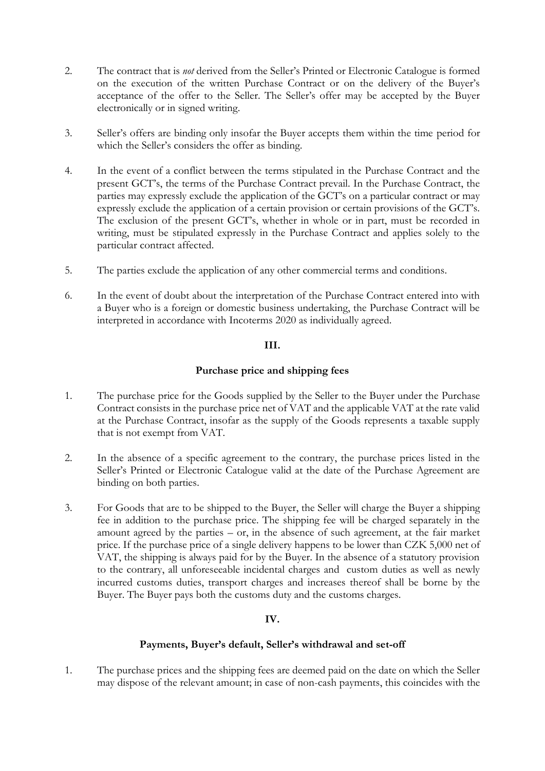2. The contract that is *not* derived from the Seller's Printed or Electronic Catalogue is formed on the execution of the written Purchase Contract or on the delivery of the Buyer's acceptance of the offer to the Seller. The Seller's offer may be accepted by the Buyer electronically or in signed writing.

3. Seller's offers are binding only insofar the Buyer accepts them within the time period for which the Seller's considers the offer as binding.

4. In the event of a conflict between the terms stipulated in the Purchase Contract and the present GCT's, the terms of the Purchase Contract prevail. In the Purchase Contract, the parties may expressly exclude the application of the GCT's on a particular contract or may expressly exclude the application of a certain provision or certain provisions of the GCT's. The exclusion of the present GCT's, whether in whole or in part, must be recorded in writing, must be stipulated expressly in the Purchase Contract and applies solely to the particular contract affected.

5. The parties exclude the application of any other commercial terms and conditions.

6. In the event of doubt about the interpretation of the Purchase Contract entered into with a Buyer who is a foreign or domestic business undertaking, the Purchase Contract will be interpreted in accordance with Incoterms 2020 as individually agreed.

## III.

## Purchase price and shipping fees

1. The purchase price for the Goods supplied by the Seller to the Buyer under the Purchase Contract consists in the purchase price net of VAT and the applicable VAT at the rate valid at the Purchase Contract, insofar as the supply of the Goods represents a taxable supply that is not exempt from VAT.

2. In the absence of a specific agreement to the contrary, the purchase prices listed in the Seller's Printed or Electronic Catalogue valid at the date of the Purchase Agreement are binding on both parties.

3. For Goods that are to be shipped to the Buyer, the Seller will charge the Buyer a shipping fee in addition to the purchase price. The shipping fee will be charged separately in the amount agreed by the parties – or, in the absence of such agreement, at the fair market price. If the purchase price of a single delivery happens to be lower than CZK 5,000 net of VAT, the shipping is always paid for by the Buyer. In the absence of a statutory provision to the contrary, all unforeseeable incidental charges and custom duties as well as newly incurred customs duties, transport charges and increases thereof shall be borne by the Buyer. The Buyer pays both the customs duty and the customs charges.

## IV.

## Payments, Buyer's default, Seller's withdrawal and set-off

1. The purchase prices and the shipping fees are deemed paid on the date on which the Seller may dispose of the relevant amount; in case of non-cash payments, this coincides with the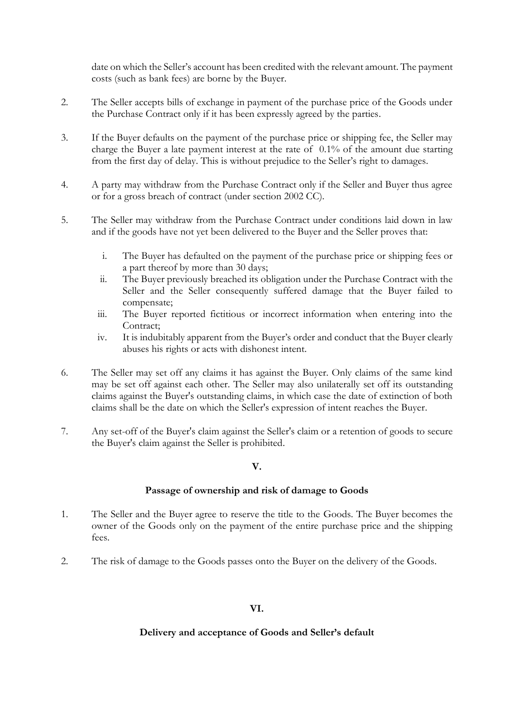date on which the Seller's account has been credited with the relevant amount. The payment costs (such as bank fees) are borne by the Buyer.

2. The Seller accepts bills of exchange in payment of the purchase price of the Goods under the Purchase Contract only if it has been expressly agreed by the parties.

3. If the Buyer defaults on the payment of the purchase price or shipping fee, the Seller may charge the Buyer a late payment interest at the rate of 0.1% of the amount due starting from the first day of delay. This is without prejudice to the Seller's right to damages.

4. A party may withdraw from the Purchase Contract only if the Seller and Buyer thus agree or for a gross breach of contract (under section 2002 CC).

5. The Seller may withdraw from the Purchase Contract under conditions laid down in law and if the goods have not yet been delivered to the Buyer and the Seller proves that:

   i. The Buyer has defaulted on the payment of the purchase price or shipping fees or a part thereof by more than 30 days;
   ii. The Buyer previously breached its obligation under the Purchase Contract with the Seller and the Seller consequently suffered damage that the Buyer failed to compensate;
   iii. The Buyer reported fictitious or incorrect information when entering into the Contract;
   iv. It is indubitably apparent from the Buyer's order and conduct that the Buyer clearly abuses his rights or acts with dishonest intent.

6. The Seller may set off any claims it has against the Buyer. Only claims of the same kind may be set off against each other. The Seller may also unilaterally set off its outstanding claims against the Buyer's outstanding claims, in which case the date of extinction of both claims shall be the date on which the Seller's expression of intent reaches the Buyer.

7. Any set-off of the Buyer's claim against the Seller's claim or a retention of goods to secure the Buyer's claim against the Seller is prohibited.

## V.

### Passage of ownership and risk of damage to Goods

1. The Seller and the Buyer agree to reserve the title to the Goods. The Buyer becomes the owner of the Goods only on the payment of the entire purchase price and the shipping fees.

2. The risk of damage to the Goods passes onto the Buyer on the delivery of the Goods.

## VI.

### Delivery and acceptance of Goods and Seller's default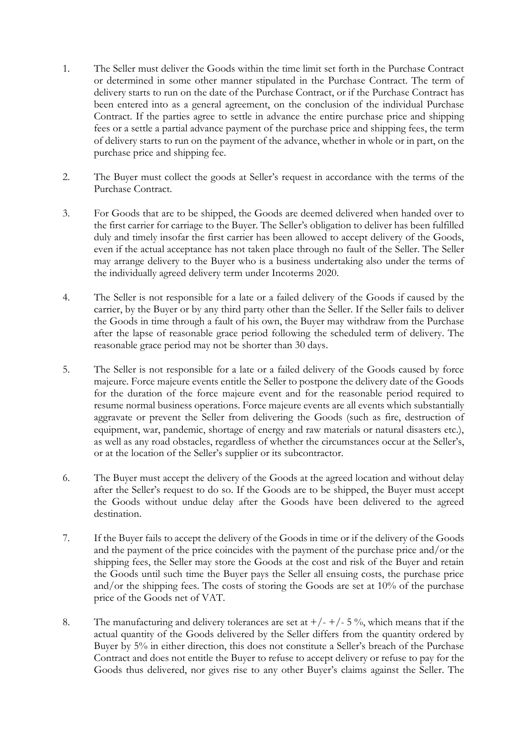1. The Seller must deliver the Goods within the time limit set forth in the Purchase Contract or determined in some other manner stipulated in the Purchase Contract. The term of delivery starts to run on the date of the Purchase Contract, or if the Purchase Contract has been entered into as a general agreement, on the conclusion of the individual Purchase Contract. If the parties agree to settle in advance the entire purchase price and shipping fees or a settle a partial advance payment of the purchase price and shipping fees, the term of delivery starts to run on the payment of the advance, whether in whole or in part, on the purchase price and shipping fee.

2. The Buyer must collect the goods at Seller's request in accordance with the terms of the Purchase Contract.

3. For Goods that are to be shipped, the Goods are deemed delivered when handed over to the first carrier for carriage to the Buyer. The Seller's obligation to deliver has been fulfilled duly and timely insofar the first carrier has been allowed to accept delivery of the Goods, even if the actual acceptance has not taken place through no fault of the Seller. The Seller may arrange delivery to the Buyer who is a business undertaking also under the terms of the individually agreed delivery term under Incoterms 2020.

4. The Seller is not responsible for a late or a failed delivery of the Goods if caused by the carrier, by the Buyer or by any third party other than the Seller. If the Seller fails to deliver the Goods in time through a fault of his own, the Buyer may withdraw from the Purchase after the lapse of reasonable grace period following the scheduled term of delivery. The reasonable grace period may not be shorter than 30 days.

5. The Seller is not responsible for a late or a failed delivery of the Goods caused by force majeure. Force majeure events entitle the Seller to postpone the delivery date of the Goods for the duration of the force majeure event and for the reasonable period required to resume normal business operations. Force majeure events are all events which substantially aggravate or prevent the Seller from delivering the Goods (such as fire, destruction of equipment, war, pandemic, shortage of energy and raw materials or natural disasters etc.), as well as any road obstacles, regardless of whether the circumstances occur at the Seller's, or at the location of the Seller's supplier or its subcontractor.

6. The Buyer must accept the delivery of the Goods at the agreed location and without delay after the Seller's request to do so. If the Goods are to be shipped, the Buyer must accept the Goods without undue delay after the Goods have been delivered to the agreed destination.

7. If the Buyer fails to accept the delivery of the Goods in time or if the delivery of the Goods and the payment of the price coincides with the payment of the purchase price and/or the shipping fees, the Seller may store the Goods at the cost and risk of the Buyer and retain the Goods until such time the Buyer pays the Seller all ensuing costs, the purchase price and/or the shipping fees. The costs of storing the Goods are set at 10% of the purchase price of the Goods net of VAT.

8. The manufacturing and delivery tolerances are set at +/- +/- 5 %, which means that if the actual quantity of the Goods delivered by the Seller differs from the quantity ordered by Buyer by 5% in either direction, this does not constitute a Seller's breach of the Purchase Contract and does not entitle the Buyer to refuse to accept delivery or refuse to pay for the Goods thus delivered, nor gives rise to any other Buyer's claims against the Seller. The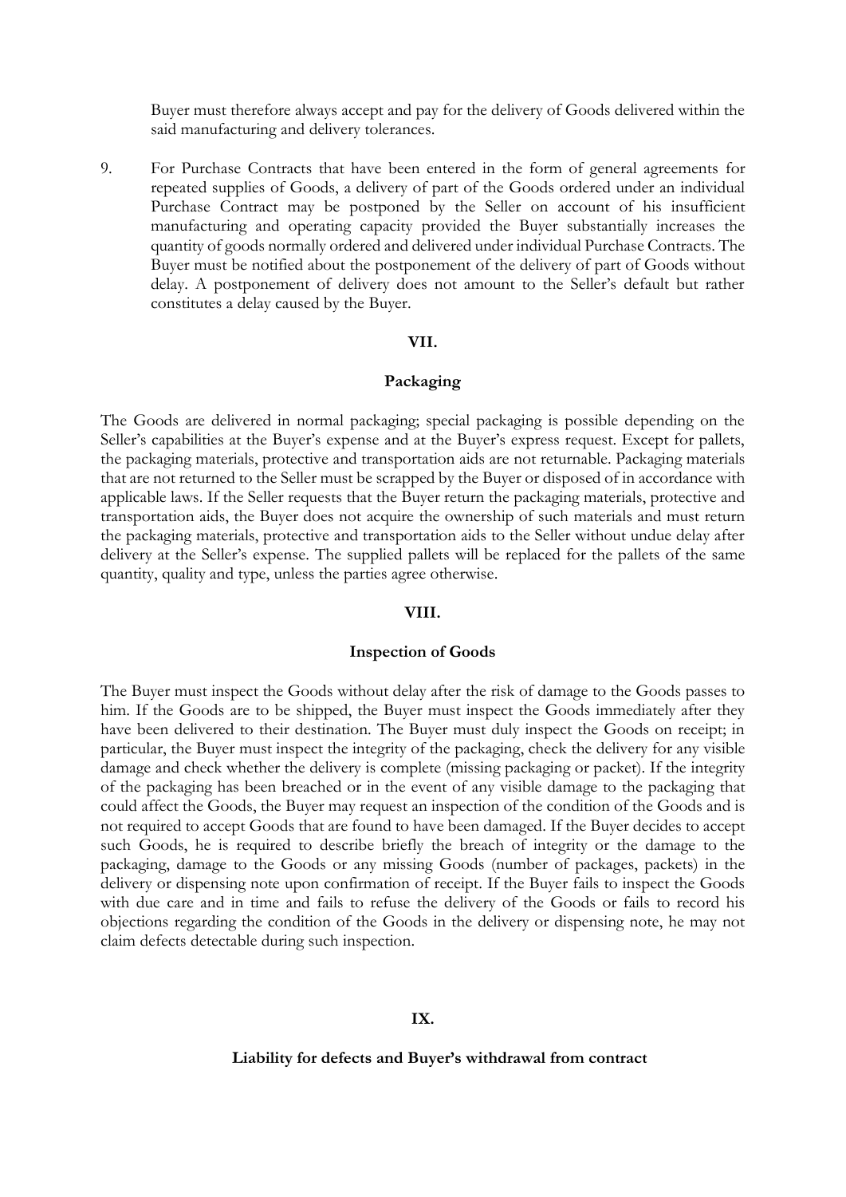Buyer must therefore always accept and pay for the delivery of Goods delivered within the said manufacturing and delivery tolerances.

9. For Purchase Contracts that have been entered in the form of general agreements for repeated supplies of Goods, a delivery of part of the Goods ordered under an individual Purchase Contract may be postponed by the Seller on account of his insufficient manufacturing and operating capacity provided the Buyer substantially increases the quantity of goods normally ordered and delivered under individual Purchase Contracts. The Buyer must be notified about the postponement of the delivery of part of Goods without delay. A postponement of delivery does not amount to the Seller's default but rather constitutes a delay caused by the Buyer.

## VII.

## Packaging

The Goods are delivered in normal packaging; special packaging is possible depending on the Seller's capabilities at the Buyer's expense and at the Buyer's express request. Except for pallets, the packaging materials, protective and transportation aids are not returnable. Packaging materials that are not returned to the Seller must be scrapped by the Buyer or disposed of in accordance with applicable laws. If the Seller requests that the Buyer return the packaging materials, protective and transportation aids, the Buyer does not acquire the ownership of such materials and must return the packaging materials, protective and transportation aids to the Seller without undue delay after delivery at the Seller's expense. The supplied pallets will be replaced for the pallets of the same quantity, quality and type, unless the parties agree otherwise.

## VIII.

## Inspection of Goods

The Buyer must inspect the Goods without delay after the risk of damage to the Goods passes to him. If the Goods are to be shipped, the Buyer must inspect the Goods immediately after they have been delivered to their destination. The Buyer must duly inspect the Goods on receipt; in particular, the Buyer must inspect the integrity of the packaging, check the delivery for any visible damage and check whether the delivery is complete (missing packaging or packet). If the integrity of the packaging has been breached or in the event of any visible damage to the packaging that could affect the Goods, the Buyer may request an inspection of the condition of the Goods and is not required to accept Goods that are found to have been damaged. If the Buyer decides to accept such Goods, he is required to describe briefly the breach of integrity or the damage to the packaging, damage to the Goods or any missing Goods (number of packages, packets) in the delivery or dispensing note upon confirmation of receipt. If the Buyer fails to inspect the Goods with due care and in time and fails to refuse the delivery of the Goods or fails to record his objections regarding the condition of the Goods in the delivery or dispensing note, he may not claim defects detectable during such inspection.

## IX.

## Liability for defects and Buyer's withdrawal from contract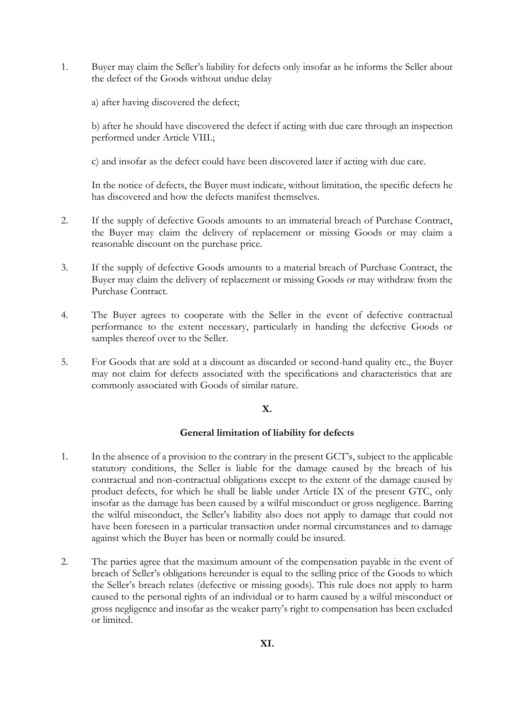1. Buyer may claim the Seller's liability for defects only insofar as he informs the Seller about the defect of the Goods without undue delay

   a) after having discovered the defect;

   b) after he should have discovered the defect if acting with due care through an inspection performed under Article VIII.;

   c) and insofar as the defect could have been discovered later if acting with due care.

   In the notice of defects, the Buyer must indicate, without limitation, the specific defects he has discovered and how the defects manifest themselves.

2. If the supply of defective Goods amounts to an immaterial breach of Purchase Contract, the Buyer may claim the delivery of replacement or missing Goods or may claim a reasonable discount on the purchase price.

3. If the supply of defective Goods amounts to a material breach of Purchase Contract, the Buyer may claim the delivery of replacement or missing Goods or may withdraw from the Purchase Contract.

4. The Buyer agrees to cooperate with the Seller in the event of defective contractual performance to the extent necessary, particularly in handing the defective Goods or samples thereof over to the Seller.

5. For Goods that are sold at a discount as discarded or second-hand quality etc., the Buyer may not claim for defects associated with the specifications and characteristics that are commonly associated with Goods of similar nature.

## X.

### General limitation of liability for defects

1. In the absence of a provision to the contrary in the present GCT's, subject to the applicable statutory conditions, the Seller is liable for the damage caused by the breach of his contractual and non-contractual obligations except to the extent of the damage caused by product defects, for which he shall be liable under Article IX of the present GTC, only insofar as the damage has been caused by a wilful misconduct or gross negligence. Barring the wilful misconduct, the Seller's liability also does not apply to damage that could not have been foreseen in a particular transaction under normal circumstances and to damage against which the Buyer has been or normally could be insured.

2. The parties agree that the maximum amount of the compensation payable in the event of breach of Seller's obligations hereunder is equal to the selling price of the Goods to which the Seller's breach relates (defective or missing goods). This rule does not apply to harm caused to the personal rights of an individual or to harm caused by a wilful misconduct or gross negligence and insofar as the weaker party's right to compensation has been excluded or limited.

## XI.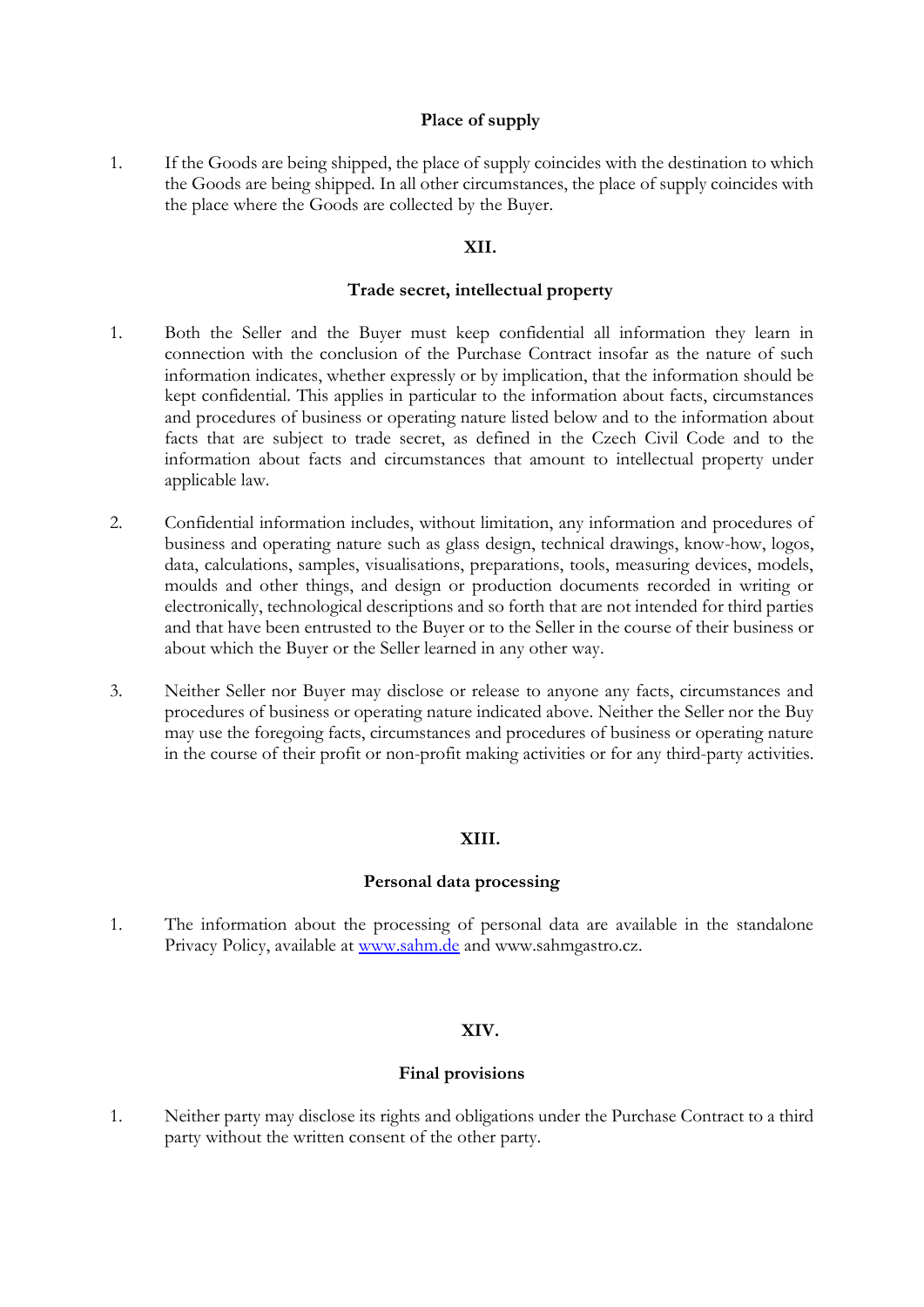## Place of supply

1. If the Goods are being shipped, the place of supply coincides with the destination to which the Goods are being shipped. In all other circumstances, the place of supply coincides with the place where the Goods are collected by the Buyer.

## XII.

## Trade secret, intellectual property

1. Both the Seller and the Buyer must keep confidential all information they learn in connection with the conclusion of the Purchase Contract insofar as the nature of such information indicates, whether expressly or by implication, that the information should be kept confidential. This applies in particular to the information about facts, circumstances and procedures of business or operating nature listed below and to the information about facts that are subject to trade secret, as defined in the Czech Civil Code and to the information about facts and circumstances that amount to intellectual property under applicable law.

2. Confidential information includes, without limitation, any information and procedures of business and operating nature such as glass design, technical drawings, know-how, logos, data, calculations, samples, visualisations, preparations, tools, measuring devices, models, moulds and other things, and design or production documents recorded in writing or electronically, technological descriptions and so forth that are not intended for third parties and that have been entrusted to the Buyer or to the Seller in the course of their business or about which the Buyer or the Seller learned in any other way.

3. Neither Seller nor Buyer may disclose or release to anyone any facts, circumstances and procedures of business or operating nature indicated above. Neither the Seller nor the Buy may use the foregoing facts, circumstances and procedures of business or operating nature in the course of their profit or non-profit making activities or for any third-party activities.

## XIII.

## Personal data processing

1. The information about the processing of personal data are available in the standalone Privacy Policy, available at [www.sahm.de](www.sahm.de) and www.sahmgastro.cz.

## XIV.

## Final provisions

1. Neither party may disclose its rights and obligations under the Purchase Contract to a third party without the written consent of the other party.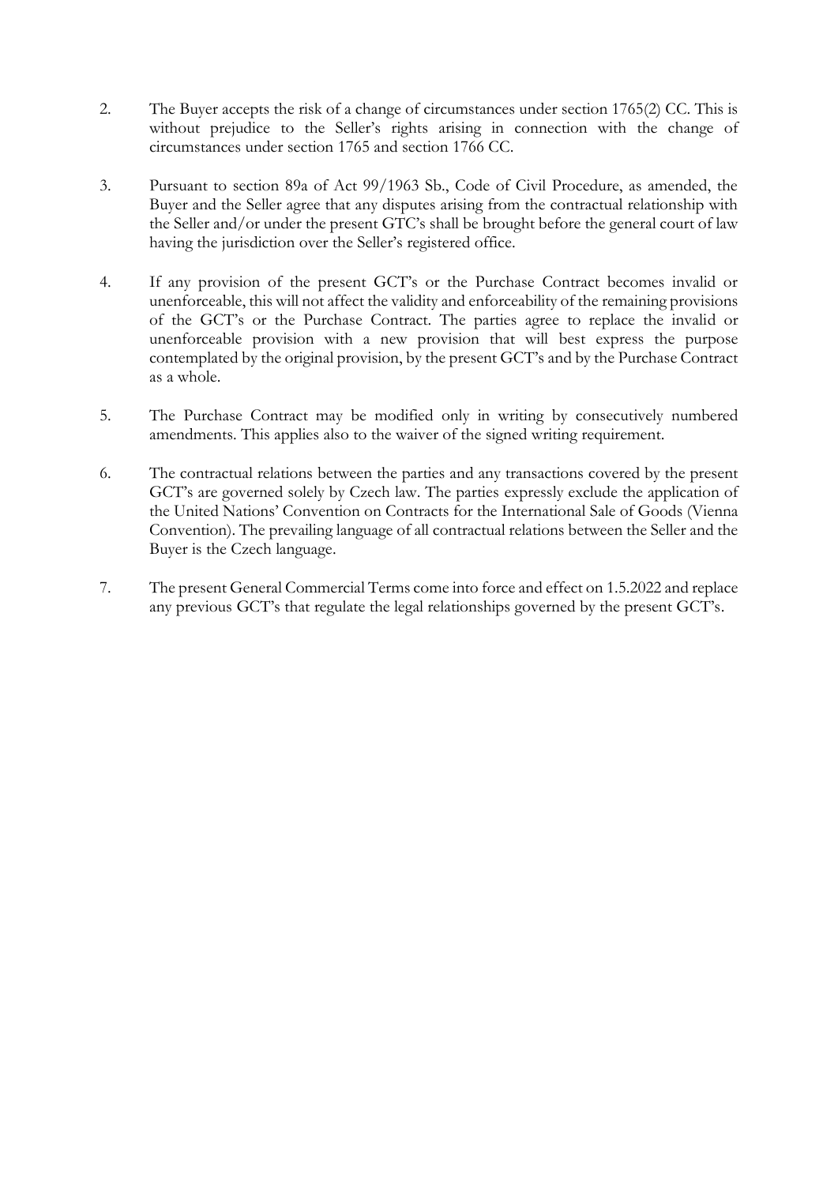2. The Buyer accepts the risk of a change of circumstances under section 1765(2) CC. This is without prejudice to the Seller's rights arising in connection with the change of circumstances under section 1765 and section 1766 CC.

3. Pursuant to section 89a of Act 99/1963 Sb., Code of Civil Procedure, as amended, the Buyer and the Seller agree that any disputes arising from the contractual relationship with the Seller and/or under the present GTC's shall be brought before the general court of law having the jurisdiction over the Seller's registered office.

4. If any provision of the present GCT's or the Purchase Contract becomes invalid or unenforceable, this will not affect the validity and enforceability of the remaining provisions of the GCT's or the Purchase Contract. The parties agree to replace the invalid or unenforceable provision with a new provision that will best express the purpose contemplated by the original provision, by the present GCT's and by the Purchase Contract as a whole.

5. The Purchase Contract may be modified only in writing by consecutively numbered amendments. This applies also to the waiver of the signed writing requirement.

6. The contractual relations between the parties and any transactions covered by the present GCT's are governed solely by Czech law. The parties expressly exclude the application of the United Nations' Convention on Contracts for the International Sale of Goods (Vienna Convention). The prevailing language of all contractual relations between the Seller and the Buyer is the Czech language.

7. The present General Commercial Terms come into force and effect on 1.5.2022 and replace any previous GCT's that regulate the legal relationships governed by the present GCT's.